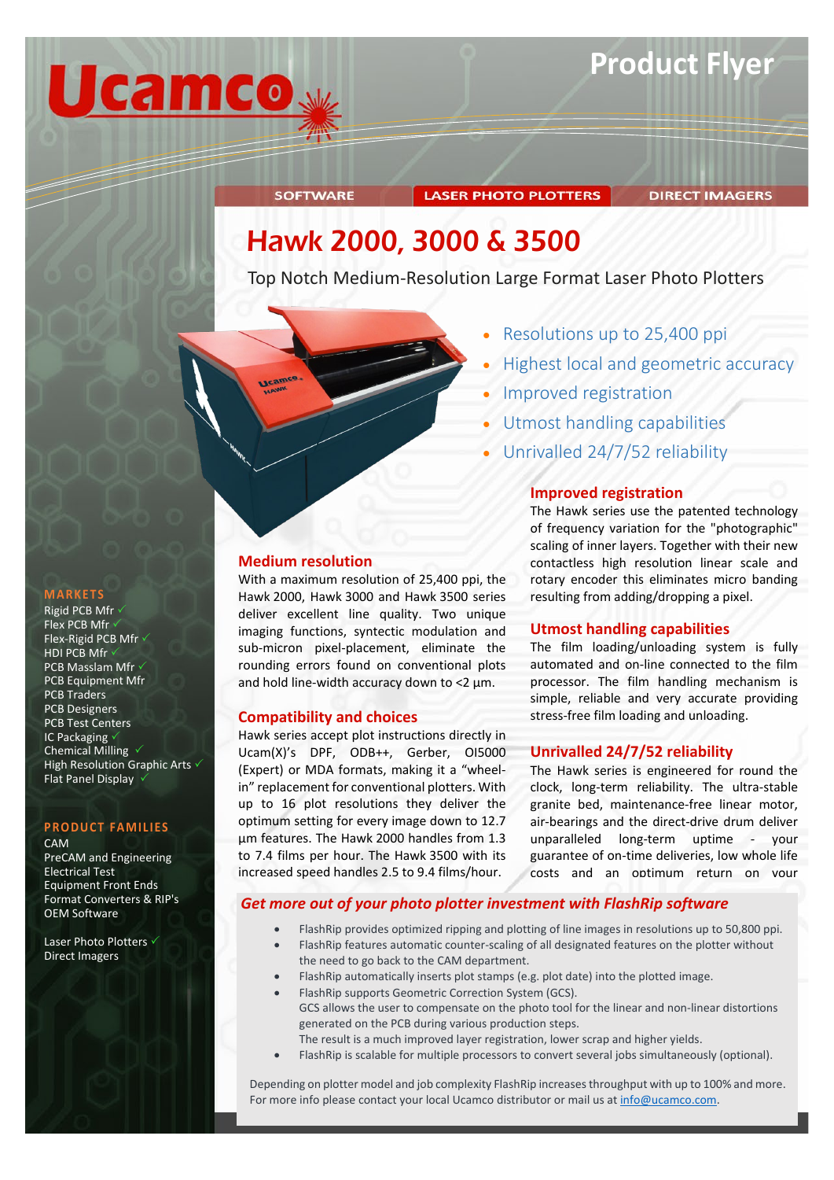Ucamco

# Product Flyer

SOFTWARE | LASER PHOTO PLOTTERS | DIRECT IMAGERS

# Hawk 2000, 3000 & 3500

Top Notch Medium-Resolution Large Format Laser Photo Plotters

- Resolutions up to 25,400 ppi
- Highest local and geometric accuracy
- Improved registration
- Utmost handling capabilities
- Unrivalled 24/7/52 reliability

## Medium resolution

With a maximum resolution of 25,400 ppi, the Hawk 2000, Hawk 3000 and Hawk 3500 series deliver excellent line quality. Two unique imaging functions, syntectic modulation and sub-micron pixel-placement, eliminate the rounding errors found on conventional plots and hold line-width accuracy down to <2 µm.

## Compatibility and choices

Hawk series accept plot instructions directly in Ucam(X)'s DPF, ODB++, Gerber, OI5000 (Expert) or MDA formats, making it a "wheel-in" replacement for conventional plotters. With up to 16 plot resolutions they deliver the optimum setting for every image down to 12.7 µm features. The Hawk 2000 handles from 1.3 to 7.4 films per hour. The Hawk 3500 with its increased speed handles 2.5 to 9.4 films/hour.

## Improved registration

The Hawk series use the patented technology of frequency variation for the "photographic" scaling of inner layers. Together with their new contactless high resolution linear scale and rotary encoder this eliminates micro banding resulting from adding/dropping a pixel.

## Utmost handling capabilities

The film loading/unloading system is fully automated and on-line connected to the film processor. The film handling mechanism is simple, reliable and very accurate providing stress-free film loading and unloading.

## Unrivalled 24/7/52 reliability

The Hawk series is engineered for round the clock, long-term reliability. The ultra-stable granite bed, maintenance-free linear motor, air-bearings and the direct-drive drum deliver unparalleled long-term uptime - your guarantee of on-time deliveries, low whole life costs and an optimum return on your

## *Get more out of your photo plotter investment with FlashRip software*

- FlashRip provides optimized ripping and plotting of line images in resolutions up to 50,800 ppi.
- FlashRip features automatic counter-scaling of all designated features on the plotter without the need to go back to the CAM department.
- FlashRip automatically inserts plot stamps (e.g. plot date) into the plotted image.
- FlashRip supports Geometric Correction System (GCS).
  GCS allows the user to compensate on the photo tool for the linear and non-linear distortions generated on the PCB during various production steps.
  The result is a much improved layer registration, lower scrap and higher yields.
- FlashRip is scalable for multiple processors to convert several jobs simultaneously (optional).

Depending on plotter model and job complexity FlashRip increases throughput with up to 100% and more.
For more info please contact your local Ucamco distributor or mail us at info@ucamco.com.

### MARKETS

- Rigid PCB Mfr ✓
- Flex PCB Mfr ✓
- Flex-Rigid PCB Mfr ✓
- HDI PCB Mfr ✓
- PCB Masslam Mfr ✓
- PCB Equipment Mfr
- PCB Traders
- PCB Designers
- PCB Test Centers
- IC Packaging ✓
- Chemical Milling ✓
- High Resolution Graphic Arts ✓
- Flat Panel Display ✓

### PRODUCT FAMILIES

- CAM
- PreCAM and Engineering
- Electrical Test
- Equipment Front Ends
- Format Converters & RIP's
- OEM Software

- Laser Photo Plotters ✓
- Direct Imagers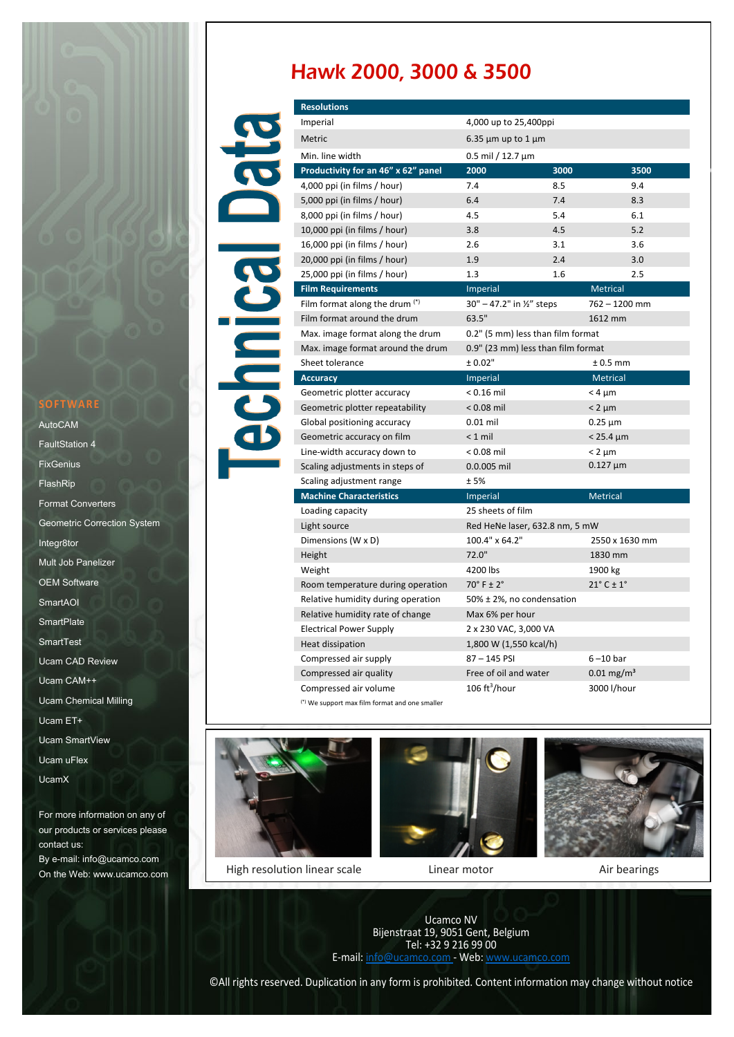# Hawk 2000, 3000 & 3500

## Technical Data

| Resolutions | | | |
|---|---|---|---|
| Imperial | 4,000 up to 25,400ppi | | |
| Metric | 6.35 µm up to 1 µm | | |
| Min. line width | 0.5 mil / 12.7 µm | | |
| **Productivity for an 46" x 62" panel** | **2000** | **3000** | **3500** |
| 4,000 ppi (in films / hour) | 7.4 | 8.5 | 9.4 |
| 5,000 ppi (in films / hour) | 6.4 | 7.4 | 8.3 |
| 8,000 ppi (in films / hour) | 4.5 | 5.4 | 6.1 |
| 10,000 ppi (in films / hour) | 3.8 | 4.5 | 5.2 |
| 16,000 ppi (in films / hour) | 2.6 | 3.1 | 3.6 |
| 20,000 ppi (in films / hour) | 1.9 | 2.4 | 3.0 |
| 25,000 ppi (in films / hour) | 1.3 | 1.6 | 2.5 |
| **Film Requirements** | **Imperial** | **Metrical** | |
| Film format along the drum (*) | 30" – 47.2" in ½" steps | 762 – 1200 mm | |
| Film format around the drum | 63.5" | 1612 mm | |
| Max. image format along the drum | 0.2" (5 mm) less than film format | | |
| Max. image format around the drum | 0.9" (23 mm) less than film format | | |
| Sheet tolerance | ± 0.02" | ± 0.5 mm | |
| **Accuracy** | **Imperial** | **Metrical** | |
| Geometric plotter accuracy | < 0.16 mil | < 4 µm | |
| Geometric plotter repeatability | < 0.08 mil | < 2 µm | |
| Global positioning accuracy | 0.01 mil | 0.25 µm | |
| Geometric accuracy on film | < 1 mil | < 25.4 µm | |
| Line-width accuracy down to | < 0.08 mil | < 2 µm | |
| Scaling adjustments in steps of | 0.0.005 mil | 0.127 µm | |
| Scaling adjustment range | ± 5% | | |
| **Machine Characteristics** | **Imperial** | **Metrical** | |
| Loading capacity | 25 sheets of film | | |
| Light source | Red HeNe laser, 632.8 nm, 5 mW | | |
| Dimensions (W x D) | 100.4" x 64.2" | 2550 x 1630 mm | |
| Height | 72.0" | 1830 mm | |
| Weight | 4200 lbs | 1900 kg | |
| Room temperature during operation | 70° F ± 2° | 21° C ± 1° | |
| Relative humidity during operation | 50% ± 2%, no condensation | | |
| Relative humidity rate of change | Max 6% per hour | | |
| Electrical Power Supply | 2 x 230 VAC, 3,000 VA | | |
| Heat dissipation | 1,800 W (1,550 kcal/h) | | |
| Compressed air supply | 87 – 145 PSI | 6 –10 bar | |
| Compressed air quality | Free of oil and water | 0.01 mg/m³ | |
| Compressed air volume | 106 ft³/hour | 3000 l/hour | |

(*) We support max film format and one smaller

High resolution linear scale

Linear motor

Air bearings

**SOFTWARE**

- AutoCAM
- FaultStation 4
- FixGenius
- FlashRip
- Format Converters
- Geometric Correction System
- Integr8tor
- Mult Job Panelizer
- OEM Software
- SmartAOI
- SmartPlate
- SmartTest
- Ucam CAD Review
- Ucam CAM++
- Ucam Chemical Milling
- Ucam ET+
- Ucam SmartView
- Ucam uFlex
- UcamX

For more information on any of our products or services please contact us:
By e-mail: info@ucamco.com
On the Web: www.ucamco.com

Ucamco NV
Bijenstraat 19, 9051 Gent, Belgium
Tel: +32 9 216 99 00
E-mail: info@ucamco.com - Web: www.ucamco.com

©All rights reserved. Duplication in any form is prohibited. Content information may change without notice